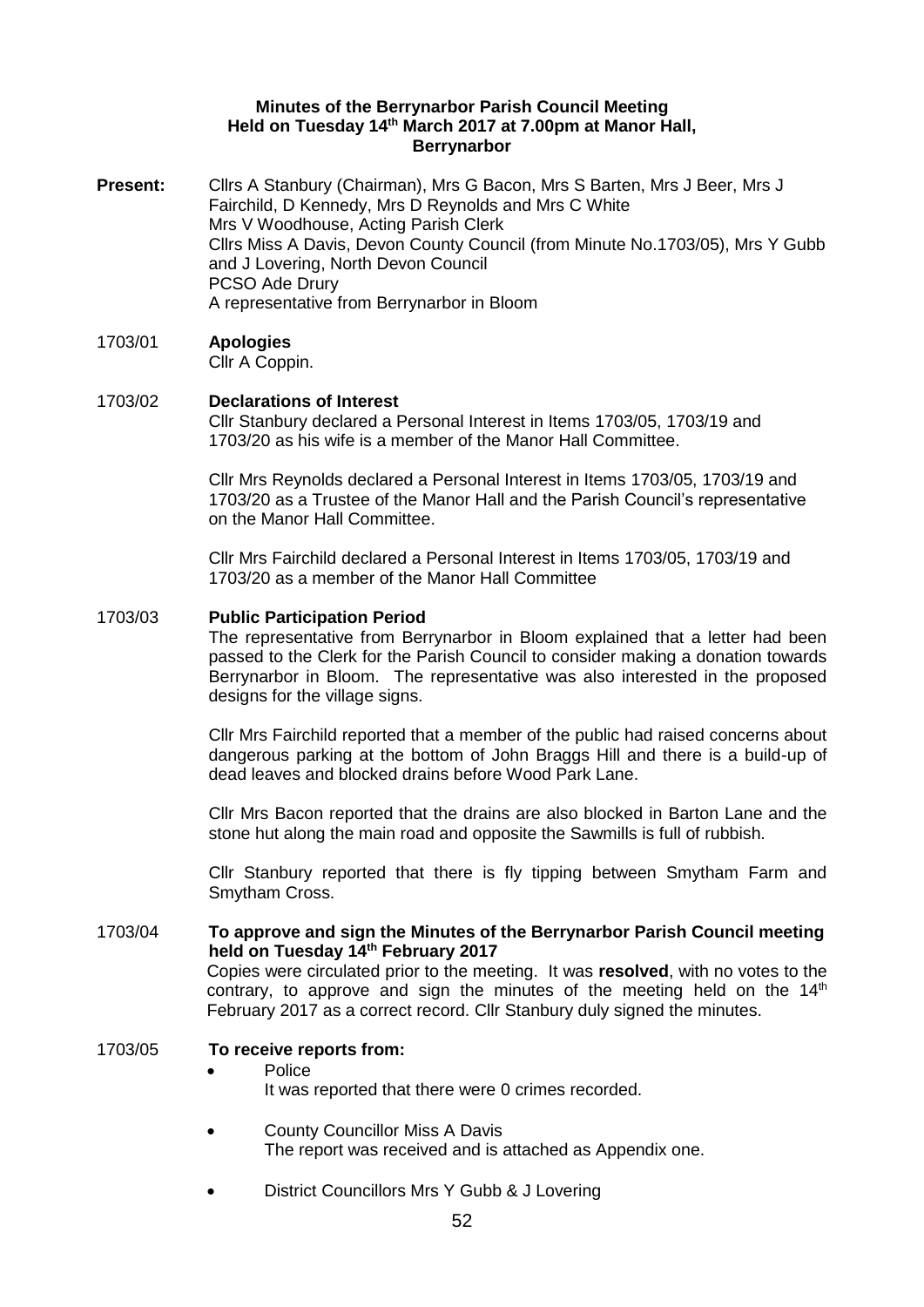**Minutes of the Berrynarbor Parish Council Meeting**
**Held on Tuesday 14th March 2017 at 7.00pm at Manor Hall, Berrynarbor**

**Present:** Cllrs A Stanbury (Chairman), Mrs G Bacon, Mrs S Barten, Mrs J Beer, Mrs J Fairchild, D Kennedy, Mrs D Reynolds and Mrs C White
Mrs V Woodhouse, Acting Parish Clerk
Cllrs Miss A Davis, Devon County Council (from Minute No.1703/05), Mrs Y Gubb and J Lovering, North Devon Council
PCSO Ade Drury
A representative from Berrynarbor in Bloom

**1703/01 Apologies**

Cllr A Coppin.

**1703/02 Declarations of Interest**

Cllr Stanbury declared a Personal Interest in Items 1703/05, 1703/19 and 1703/20 as his wife is a member of the Manor Hall Committee.

Cllr Mrs Reynolds declared a Personal Interest in Items 1703/05, 1703/19 and 1703/20 as a Trustee of the Manor Hall and the Parish Council's representative on the Manor Hall Committee.

Cllr Mrs Fairchild declared a Personal Interest in Items 1703/05, 1703/19 and 1703/20 as a member of the Manor Hall Committee

**1703/03 Public Participation Period**

The representative from Berrynarbor in Bloom explained that a letter had been passed to the Clerk for the Parish Council to consider making a donation towards Berrynarbor in Bloom. The representative was also interested in the proposed designs for the village signs.

Cllr Mrs Fairchild reported that a member of the public had raised concerns about dangerous parking at the bottom of John Braggs Hill and there is a build-up of dead leaves and blocked drains before Wood Park Lane.

Cllr Mrs Bacon reported that the drains are also blocked in Barton Lane and the stone hut along the main road and opposite the Sawmills is full of rubbish.

Cllr Stanbury reported that there is fly tipping between Smytham Farm and Smytham Cross.

**1703/04 To approve and sign the Minutes of the Berrynarbor Parish Council meeting held on Tuesday 14th February 2017**

Copies were circulated prior to the meeting. It was **resolved**, with no votes to the contrary, to approve and sign the minutes of the meeting held on the 14th February 2017 as a correct record. Cllr Stanbury duly signed the minutes.

**1703/05 To receive reports from:**

- Police
  It was reported that there were 0 crimes recorded.
- County Councillor Miss A Davis
  The report was received and is attached as Appendix one.
- District Councillors Mrs Y Gubb & J Lovering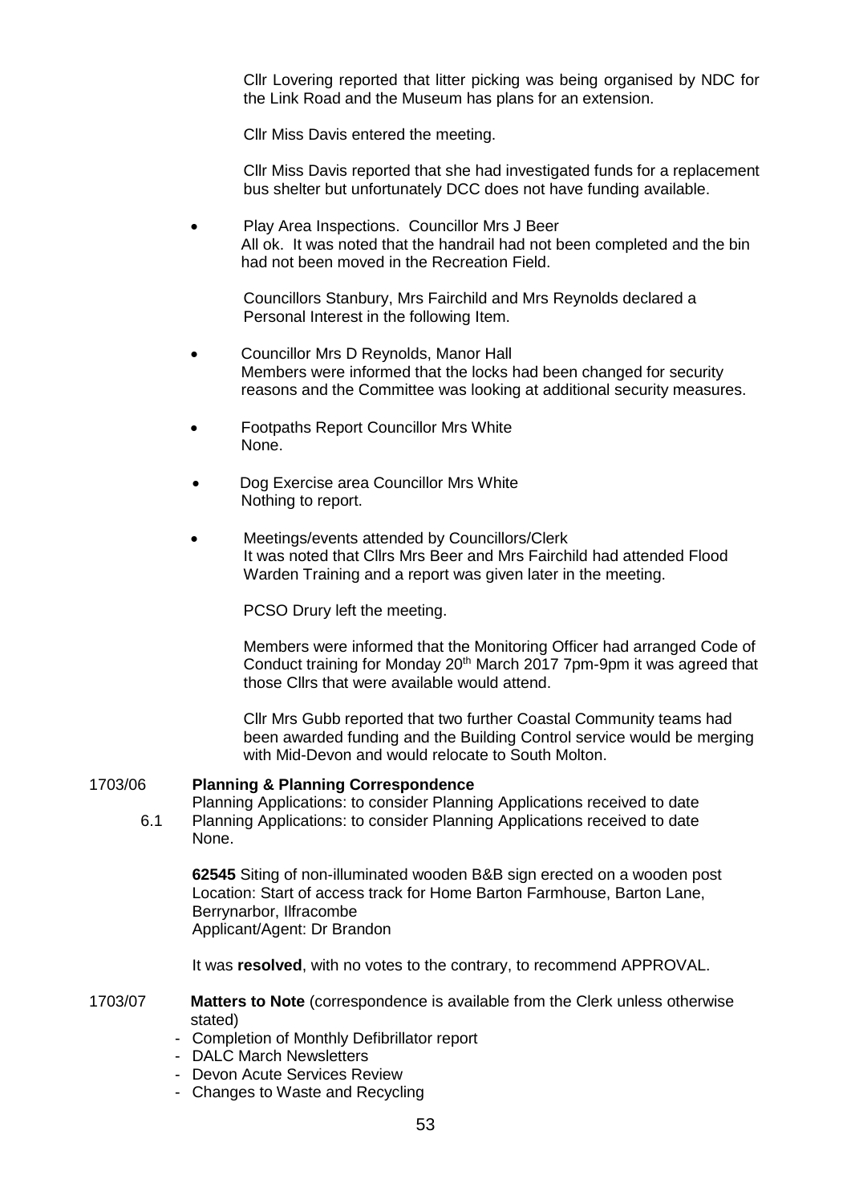Cllr Lovering reported that litter picking was being organised by NDC for the Link Road and the Museum has plans for an extension.

Cllr Miss Davis entered the meeting.

Cllr Miss Davis reported that she had investigated funds for a replacement bus shelter but unfortunately DCC does not have funding available.

- Play Area Inspections. Councillor Mrs J Beer
  All ok. It was noted that the handrail had not been completed and the bin had not been moved in the Recreation Field.

  Councillors Stanbury, Mrs Fairchild and Mrs Reynolds declared a Personal Interest in the following Item.

- Councillor Mrs D Reynolds, Manor Hall
  Members were informed that the locks had been changed for security reasons and the Committee was looking at additional security measures.

- Footpaths Report Councillor Mrs White
  None.

- Dog Exercise area Councillor Mrs White
  Nothing to report.

- Meetings/events attended by Councillors/Clerk
  It was noted that Cllrs Mrs Beer and Mrs Fairchild had attended Flood Warden Training and a report was given later in the meeting.

  PCSO Drury left the meeting.

  Members were informed that the Monitoring Officer had arranged Code of Conduct training for Monday 20th March 2017 7pm-9pm it was agreed that those Cllrs that were available would attend.

  Cllr Mrs Gubb reported that two further Coastal Community teams had been awarded funding and the Building Control service would be merging with Mid-Devon and would relocate to South Molton.

1703/06 **Planning & Planning Correspondence**

Planning Applications: to consider Planning Applications received to date

6.1 Planning Applications: to consider Planning Applications received to date
None.

**62545** Siting of non-illuminated wooden B&B sign erected on a wooden post
Location: Start of access track for Home Barton Farmhouse, Barton Lane, Berrynarbor, Ilfracombe
Applicant/Agent: Dr Brandon

It was **resolved**, with no votes to the contrary, to recommend APPROVAL.

1703/07 **Matters to Note** (correspondence is available from the Clerk unless otherwise stated)

- Completion of Monthly Defibrillator report
- DALC March Newsletters
- Devon Acute Services Review
- Changes to Waste and Recycling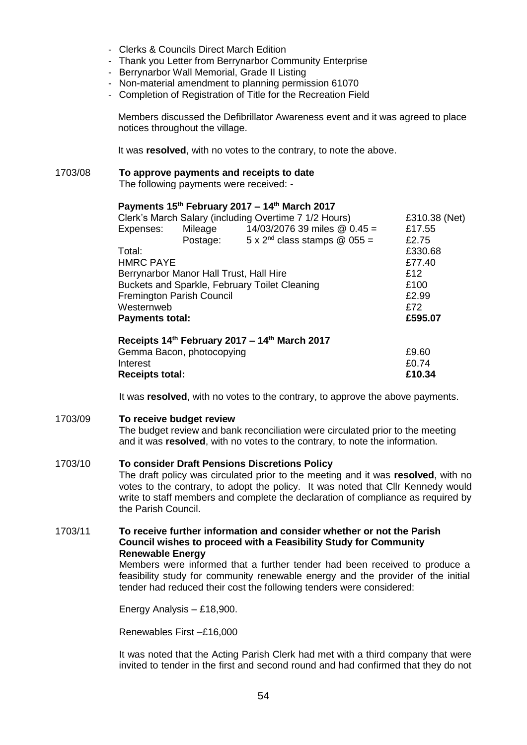- Clerks & Councils Direct March Edition
- Thank you Letter from Berrynarbor Community Enterprise
- Berrynarbor Wall Memorial, Grade II Listing
- Non-material amendment to planning permission 61070
- Completion of Registration of Title for the Recreation Field

Members discussed the Defibrillator Awareness event and it was agreed to place notices throughout the village.

It was **resolved**, with no votes to the contrary, to note the above.

**1703/08 To approve payments and receipts to date**

The following payments were received: -

**Payments 15th February 2017 – 14th March 2017**

| | | | |
|---|---|---|---|
| Clerk's March Salary (including Overtime 7 1/2 Hours) | | | £310.38 (Net) |
| Expenses: | Mileage | 14/03/2076 39 miles @ 0.45 = | £17.55 |
| | Postage: | 5 x 2nd class stamps @ 055 = | £2.75 |
| Total: | | | £330.68 |
| HMRC PAYE | | | £77.40 |
| Berrynarbor Manor Hall Trust, Hall Hire | | | £12 |
| Buckets and Sparkle, February Toilet Cleaning | | | £100 |
| Fremington Parish Council | | | £2.99 |
| Westernweb | | | £72 |
| **Payments total:** | | | **£595.07** |

**Receipts 14th February 2017 – 14th March 2017**

| | |
|---|---|
| Gemma Bacon, photocopying | £9.60 |
| Interest | £0.74 |
| **Receipts total:** | **£10.34** |

It was **resolved**, with no votes to the contrary, to approve the above payments.

**1703/09 To receive budget review**

The budget review and bank reconciliation were circulated prior to the meeting and it was **resolved**, with no votes to the contrary, to note the information.

**1703/10 To consider Draft Pensions Discretions Policy**

The draft policy was circulated prior to the meeting and it was **resolved**, with no votes to the contrary, to adopt the policy. It was noted that Cllr Kennedy would write to staff members and complete the declaration of compliance as required by the Parish Council.

**1703/11 To receive further information and consider whether or not the Parish Council wishes to proceed with a Feasibility Study for Community Renewable Energy**

Members were informed that a further tender had been received to produce a feasibility study for community renewable energy and the provider of the initial tender had reduced their cost the following tenders were considered:

Energy Analysis – £18,900.

Renewables First –£16,000

It was noted that the Acting Parish Clerk had met with a third company that were invited to tender in the first and second round and had confirmed that they do not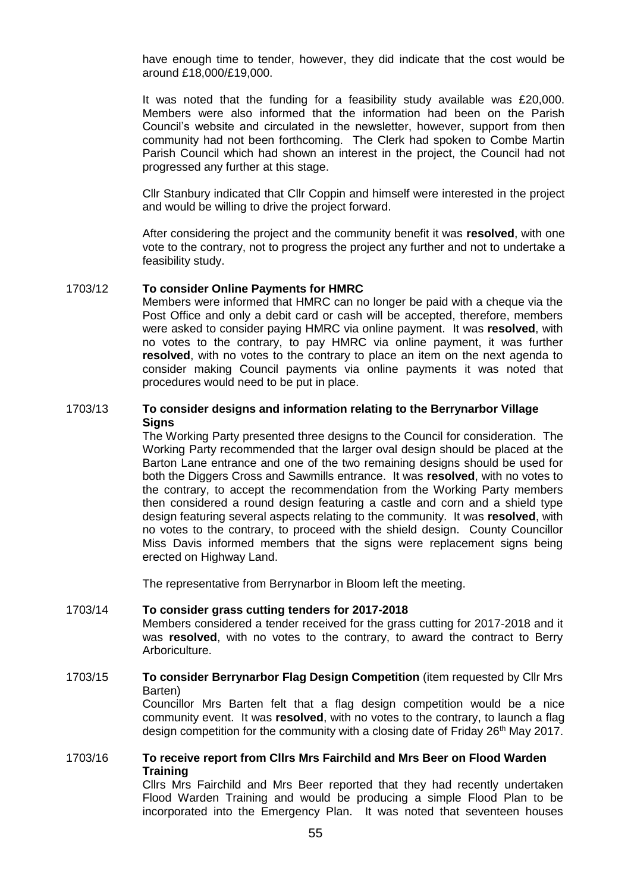have enough time to tender, however, they did indicate that the cost would be around £18,000/£19,000.

It was noted that the funding for a feasibility study available was £20,000. Members were also informed that the information had been on the Parish Council's website and circulated in the newsletter, however, support from then community had not been forthcoming. The Clerk had spoken to Combe Martin Parish Council which had shown an interest in the project, the Council had not progressed any further at this stage.

Cllr Stanbury indicated that Cllr Coppin and himself were interested in the project and would be willing to drive the project forward.

After considering the project and the community benefit it was **resolved**, with one vote to the contrary, not to progress the project any further and not to undertake a feasibility study.

**1703/12 To consider Online Payments for HMRC**

Members were informed that HMRC can no longer be paid with a cheque via the Post Office and only a debit card or cash will be accepted, therefore, members were asked to consider paying HMRC via online payment. It was **resolved**, with no votes to the contrary, to pay HMRC via online payment, it was further **resolved**, with no votes to the contrary to place an item on the next agenda to consider making Council payments via online payments it was noted that procedures would need to be put in place.

**1703/13 To consider designs and information relating to the Berrynarbor Village Signs**

The Working Party presented three designs to the Council for consideration. The Working Party recommended that the larger oval design should be placed at the Barton Lane entrance and one of the two remaining designs should be used for both the Diggers Cross and Sawmills entrance. It was **resolved**, with no votes to the contrary, to accept the recommendation from the Working Party members then considered a round design featuring a castle and corn and a shield type design featuring several aspects relating to the community. It was **resolved**, with no votes to the contrary, to proceed with the shield design. County Councillor Miss Davis informed members that the signs were replacement signs being erected on Highway Land.

The representative from Berrynarbor in Bloom left the meeting.

**1703/14 To consider grass cutting tenders for 2017-2018**

Members considered a tender received for the grass cutting for 2017-2018 and it was **resolved**, with no votes to the contrary, to award the contract to Berry Arboriculture.

**1703/15 To consider Berrynarbor Flag Design Competition** (item requested by Cllr Mrs Barten)

Councillor Mrs Barten felt that a flag design competition would be a nice community event. It was **resolved**, with no votes to the contrary, to launch a flag design competition for the community with a closing date of Friday 26th May 2017.

**1703/16 To receive report from Cllrs Mrs Fairchild and Mrs Beer on Flood Warden Training**

Cllrs Mrs Fairchild and Mrs Beer reported that they had recently undertaken Flood Warden Training and would be producing a simple Flood Plan to be incorporated into the Emergency Plan. It was noted that seventeen houses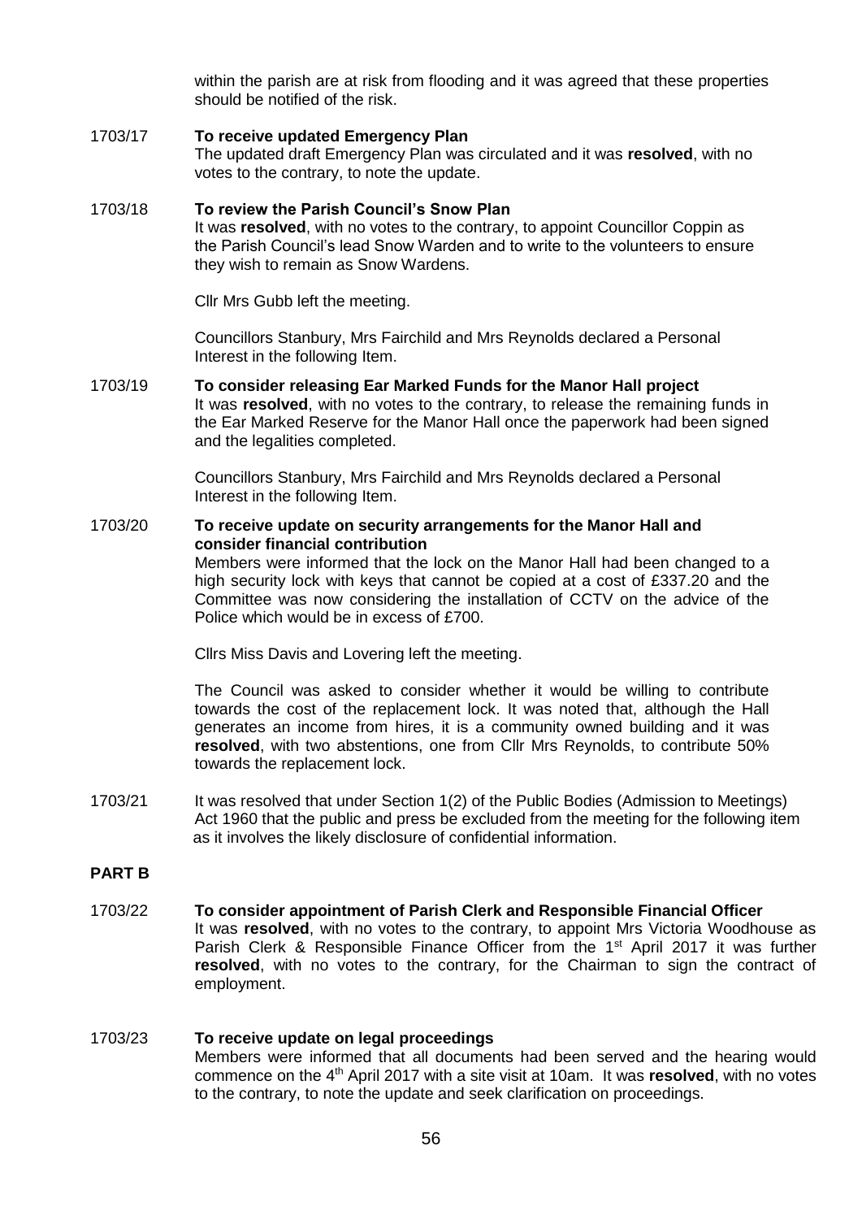within the parish are at risk from flooding and it was agreed that these properties should be notified of the risk.

1703/17 **To receive updated Emergency Plan**

The updated draft Emergency Plan was circulated and it was **resolved**, with no votes to the contrary, to note the update.

1703/18 **To review the Parish Council's Snow Plan**

It was **resolved**, with no votes to the contrary, to appoint Councillor Coppin as the Parish Council's lead Snow Warden and to write to the volunteers to ensure they wish to remain as Snow Wardens.

Cllr Mrs Gubb left the meeting.

Councillors Stanbury, Mrs Fairchild and Mrs Reynolds declared a Personal Interest in the following Item.

1703/19 **To consider releasing Ear Marked Funds for the Manor Hall project**

It was **resolved**, with no votes to the contrary, to release the remaining funds in the Ear Marked Reserve for the Manor Hall once the paperwork had been signed and the legalities completed.

Councillors Stanbury, Mrs Fairchild and Mrs Reynolds declared a Personal Interest in the following Item.

1703/20 **To receive update on security arrangements for the Manor Hall and consider financial contribution**

Members were informed that the lock on the Manor Hall had been changed to a high security lock with keys that cannot be copied at a cost of £337.20 and the Committee was now considering the installation of CCTV on the advice of the Police which would be in excess of £700.

Cllrs Miss Davis and Lovering left the meeting.

The Council was asked to consider whether it would be willing to contribute towards the cost of the replacement lock. It was noted that, although the Hall generates an income from hires, it is a community owned building and it was **resolved**, with two abstentions, one from Cllr Mrs Reynolds, to contribute 50% towards the replacement lock.

1703/21 It was resolved that under Section 1(2) of the Public Bodies (Admission to Meetings) Act 1960 that the public and press be excluded from the meeting for the following item as it involves the likely disclosure of confidential information.

**PART B**

1703/22 **To consider appointment of Parish Clerk and Responsible Financial Officer**

It was **resolved**, with no votes to the contrary, to appoint Mrs Victoria Woodhouse as Parish Clerk & Responsible Finance Officer from the 1st April 2017 it was further **resolved**, with no votes to the contrary, for the Chairman to sign the contract of employment.

1703/23 **To receive update on legal proceedings**

Members were informed that all documents had been served and the hearing would commence on the 4th April 2017 with a site visit at 10am. It was **resolved**, with no votes to the contrary, to note the update and seek clarification on proceedings.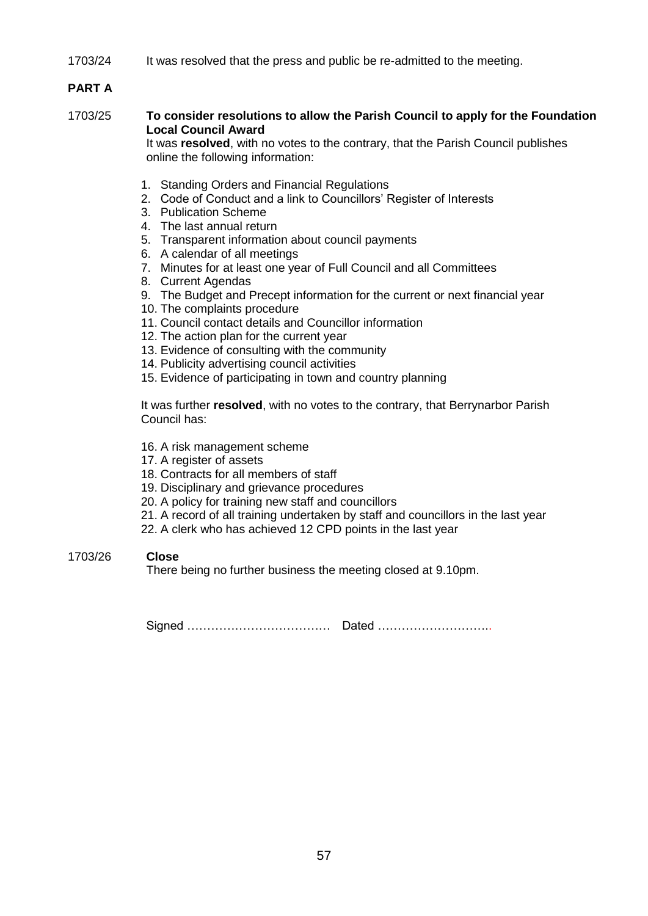1703/24 It was resolved that the press and public be re-admitted to the meeting.

**PART A**

1703/25 **To consider resolutions to allow the Parish Council to apply for the Foundation Local Council Award**

It was **resolved**, with no votes to the contrary, that the Parish Council publishes online the following information:

1. Standing Orders and Financial Regulations
2. Code of Conduct and a link to Councillors' Register of Interests
3. Publication Scheme
4. The last annual return
5. Transparent information about council payments
6. A calendar of all meetings
7. Minutes for at least one year of Full Council and all Committees
8. Current Agendas
9. The Budget and Precept information for the current or next financial year
10. The complaints procedure
11. Council contact details and Councillor information
12. The action plan for the current year
13. Evidence of consulting with the community
14. Publicity advertising council activities
15. Evidence of participating in town and country planning

It was further **resolved**, with no votes to the contrary, that Berrynarbor Parish Council has:

16. A risk management scheme
17. A register of assets
18. Contracts for all members of staff
19. Disciplinary and grievance procedures
20. A policy for training new staff and councillors
21. A record of all training undertaken by staff and councillors in the last year
22. A clerk who has achieved 12 CPD points in the last year

1703/26 **Close**

There being no further business the meeting closed at 9.10pm.

Signed ……………………………… Dated ………………………..